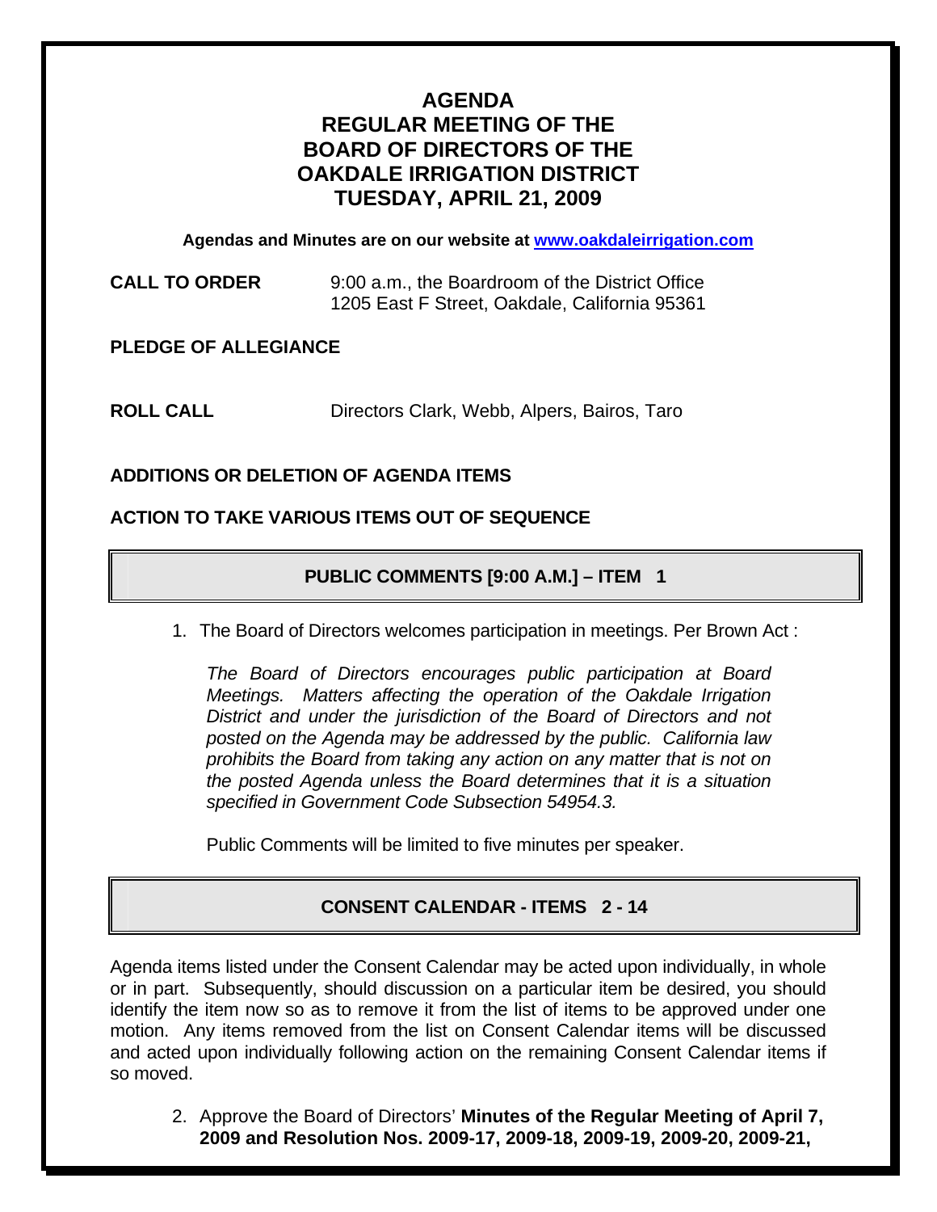# AGENDA
# REGULAR MEETING OF THE BOARD OF DIRECTORS OF THE OAKDALE IRRIGATION DISTRICT
# TUESDAY, APRIL 21, 2009

**Agendas and Minutes are on our website at [www.oakdaleirrigation.com](http://www.oakdaleirrigation.com)**

**CALL TO ORDER** 9:00 a.m., the Boardroom of the District Office
1205 East F Street, Oakdale, California 95361

**PLEDGE OF ALLEGIANCE**

**ROLL CALL** Directors Clark, Webb, Alpers, Bairos, Taro

**ADDITIONS OR DELETION OF AGENDA ITEMS**

**ACTION TO TAKE VARIOUS ITEMS OUT OF SEQUENCE**

## PUBLIC COMMENTS [9:00 A.M.] – ITEM 1

1. The Board of Directors welcomes participation in meetings. Per Brown Act :

   *The Board of Directors encourages public participation at Board Meetings. Matters affecting the operation of the Oakdale Irrigation District and under the jurisdiction of the Board of Directors and not posted on the Agenda may be addressed by the public. California law prohibits the Board from taking any action on any matter that is not on the posted Agenda unless the Board determines that it is a situation specified in Government Code Subsection 54954.3.*

   Public Comments will be limited to five minutes per speaker.

## CONSENT CALENDAR - ITEMS 2 - 14

Agenda items listed under the Consent Calendar may be acted upon individually, in whole or in part. Subsequently, should discussion on a particular item be desired, you should identify the item now so as to remove it from the list of items to be approved under one motion. Any items removed from the list on Consent Calendar items will be discussed and acted upon individually following action on the remaining Consent Calendar items if so moved.

2. Approve the Board of Directors' **Minutes of the Regular Meeting of April 7, 2009 and Resolution Nos. 2009-17, 2009-18, 2009-19, 2009-20, 2009-21,**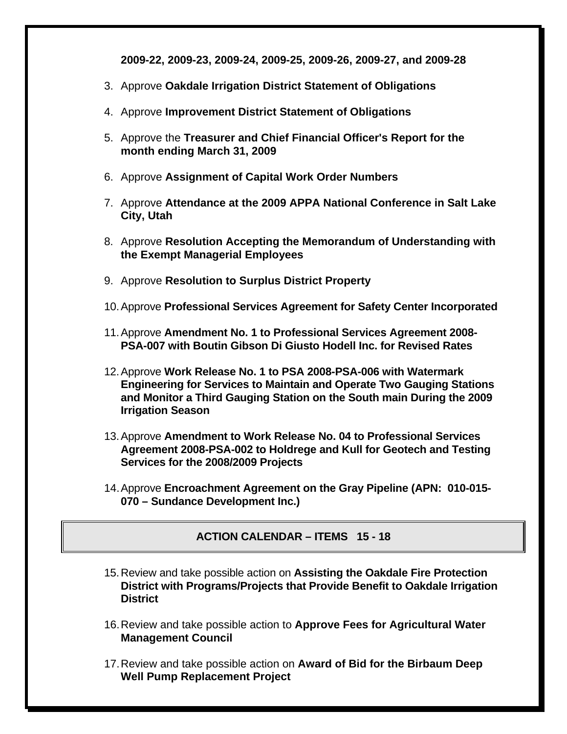**2009-22, 2009-23, 2009-24, 2009-25, 2009-26, 2009-27, and 2009-28**

3. Approve **Oakdale Irrigation District Statement of Obligations**

4. Approve **Improvement District Statement of Obligations**

5. Approve the **Treasurer and Chief Financial Officer's Report for the month ending March 31, 2009**

6. Approve **Assignment of Capital Work Order Numbers**

7. Approve **Attendance at the 2009 APPA National Conference in Salt Lake City, Utah**

8. Approve **Resolution Accepting the Memorandum of Understanding with the Exempt Managerial Employees**

9. Approve **Resolution to Surplus District Property**

10. Approve **Professional Services Agreement for Safety Center Incorporated**

11. Approve **Amendment No. 1 to Professional Services Agreement 2008-PSA-007 with Boutin Gibson Di Giusto Hodell Inc. for Revised Rates**

12. Approve **Work Release No. 1 to PSA 2008-PSA-006 with Watermark Engineering for Services to Maintain and Operate Two Gauging Stations and Monitor a Third Gauging Station on the South main During the 2009 Irrigation Season**

13. Approve **Amendment to Work Release No. 04 to Professional Services Agreement 2008-PSA-002 to Holdrege and Kull for Geotech and Testing Services for the 2008/2009 Projects**

14. Approve **Encroachment Agreement on the Gray Pipeline (APN: 010-015-070 – Sundance Development Inc.)**

## ACTION CALENDAR – ITEMS 15 - 18

15. Review and take possible action on **Assisting the Oakdale Fire Protection District with Programs/Projects that Provide Benefit to Oakdale Irrigation District**

16. Review and take possible action to **Approve Fees for Agricultural Water Management Council**

17. Review and take possible action on **Award of Bid for the Birbaum Deep Well Pump Replacement Project**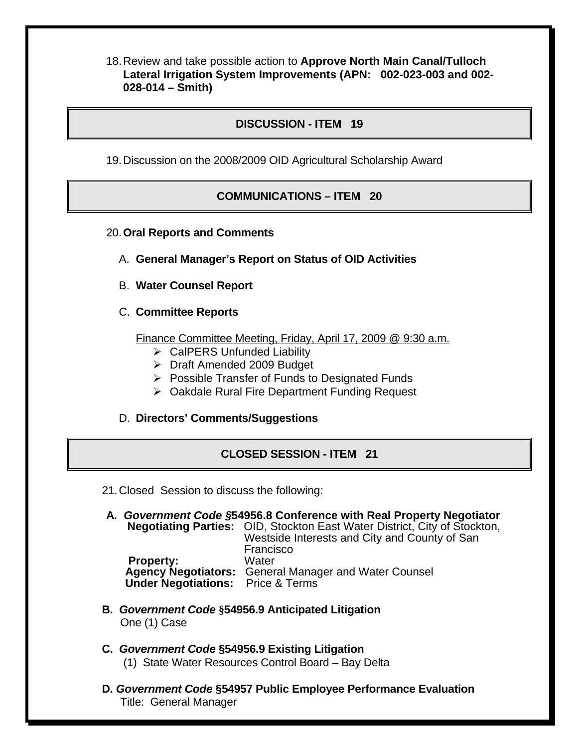18. Review and take possible action to **Approve North Main Canal/Tulloch Lateral Irrigation System Improvements (APN: 002-023-003 and 002-028-014 – Smith)**

## DISCUSSION - ITEM 19

19. Discussion on the 2008/2009 OID Agricultural Scholarship Award

## COMMUNICATIONS – ITEM 20

20. **Oral Reports and Comments**

   A. **General Manager's Report on Status of OID Activities**

   B. **Water Counsel Report**

   C. **Committee Reports**

      Finance Committee Meeting, Friday, April 17, 2009 @ 9:30 a.m.
      - CalPERS Unfunded Liability
      - Draft Amended 2009 Budget
      - Possible Transfer of Funds to Designated Funds
      - Oakdale Rural Fire Department Funding Request

   D. **Directors' Comments/Suggestions**

## CLOSED SESSION - ITEM 21

21. Closed Session to discuss the following:

**A. *Government Code* §54956.8 Conference with Real Property Negotiator**

**Negotiating Parties:** OID, Stockton East Water District, City of Stockton, Westside Interests and City and County of San Francisco
**Property:** Water
**Agency Negotiators:** General Manager and Water Counsel
**Under Negotiations:** Price & Terms

**B. *Government Code* §54956.9 Anticipated Litigation**
One (1) Case

**C. *Government Code* §54956.9 Existing Litigation**
(1) State Water Resources Control Board – Bay Delta

**D. *Government Code* §54957 Public Employee Performance Evaluation**
Title: General Manager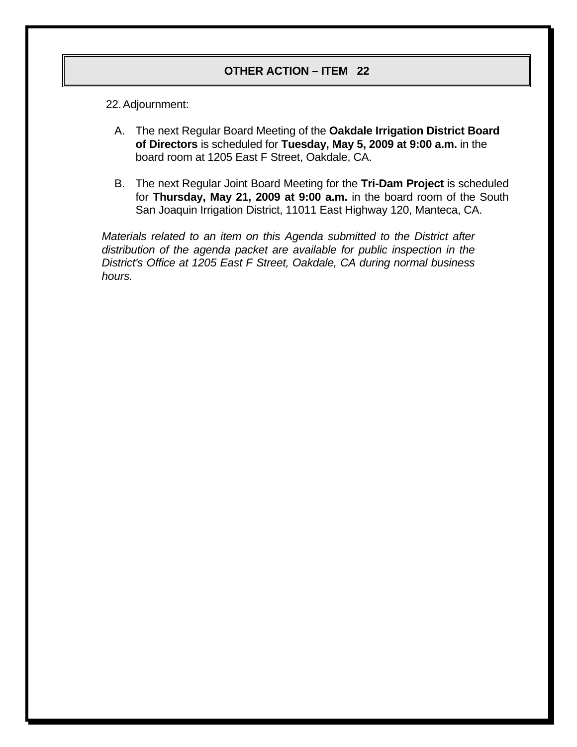## OTHER ACTION – ITEM 22

22. Adjournment:

A. The next Regular Board Meeting of the **Oakdale Irrigation District Board of Directors** is scheduled for **Tuesday, May 5, 2009 at 9:00 a.m.** in the board room at 1205 East F Street, Oakdale, CA.

B. The next Regular Joint Board Meeting for the **Tri-Dam Project** is scheduled for **Thursday, May 21, 2009 at 9:00 a.m.** in the board room of the South San Joaquin Irrigation District, 11011 East Highway 120, Manteca, CA.

*Materials related to an item on this Agenda submitted to the District after distribution of the agenda packet are available for public inspection in the District's Office at 1205 East F Street, Oakdale, CA during normal business hours.*